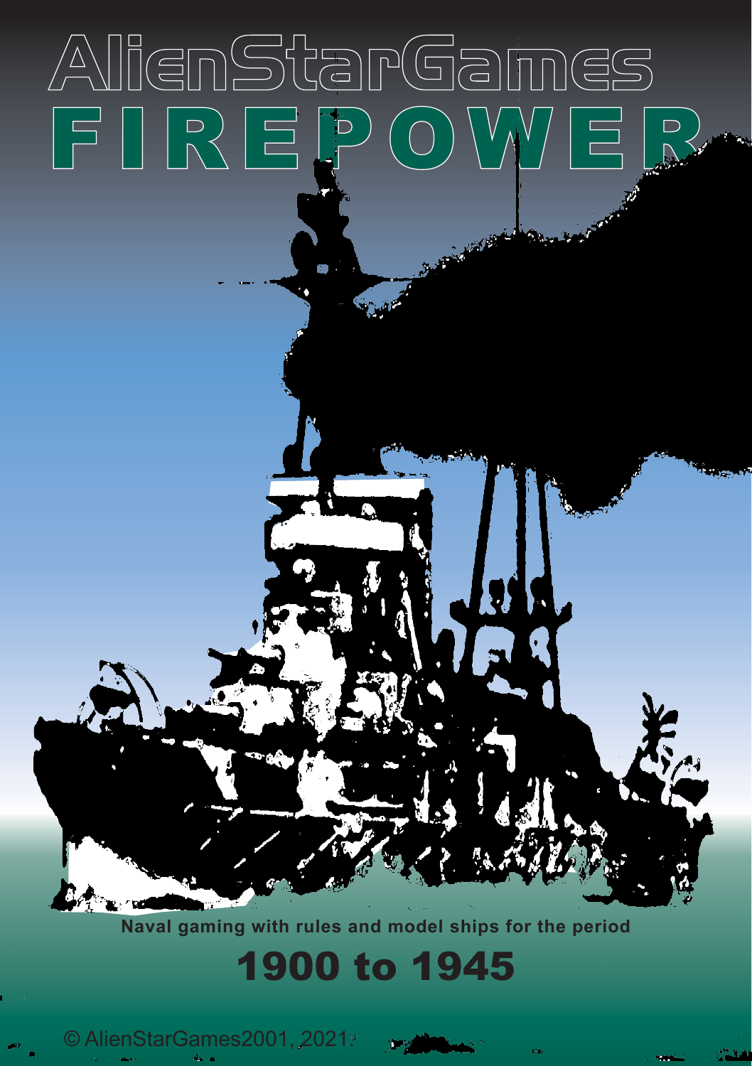# AlienStarGames

# FIREPOWER

**Naval gaming with rules and model ships for the period**

## 1900 to 1945

© AlienStarGames2001, 2021.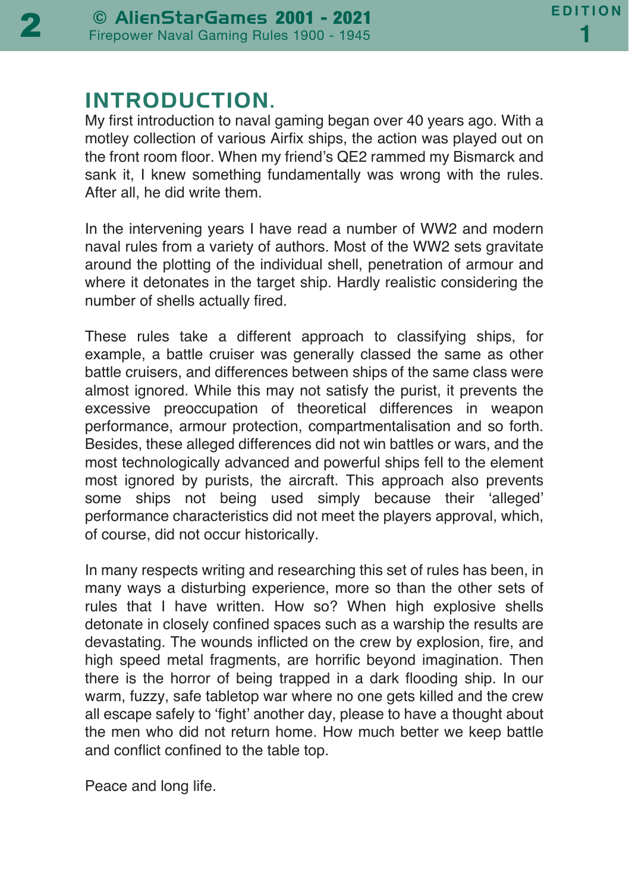# INTRODUCTION.

My first introduction to naval gaming began over 40 years ago. With a motley collection of various Airfix ships, the action was played out on the front room floor. When my friend's QE2 rammed my Bismarck and sank it, I knew something fundamentally was wrong with the rules. After all, he did write them.

In the intervening years I have read a number of WW2 and modern naval rules from a variety of authors. Most of the WW2 sets gravitate around the plotting of the individual shell, penetration of armour and where it detonates in the target ship. Hardly realistic considering the number of shells actually fired.

These rules take a different approach to classifying ships, for example, a battle cruiser was generally classed the same as other battle cruisers, and differences between ships of the same class were almost ignored. While this may not satisfy the purist, it prevents the excessive preoccupation of theoretical differences in weapon performance, armour protection, compartmentalisation and so forth. Besides, these alleged differences did not win battles or wars, and the most technologically advanced and powerful ships fell to the element most ignored by purists, the aircraft. This approach also prevents some ships not being used simply because their 'alleged' performance characteristics did not meet the players approval, which, of course, did not occur historically.

In many respects writing and researching this set of rules has been, in many ways a disturbing experience, more so than the other sets of rules that I have written. How so? When high explosive shells detonate in closely confined spaces such as a warship the results are devastating. The wounds inflicted on the crew by explosion, fire, and high speed metal fragments, are horrific beyond imagination. Then there is the horror of being trapped in a dark flooding ship. In our warm, fuzzy, safe tabletop war where no one gets killed and the crew all escape safely to 'fight' another day, please to have a thought about the men who did not return home. How much better we keep battle and conflict confined to the table top.

Peace and long life.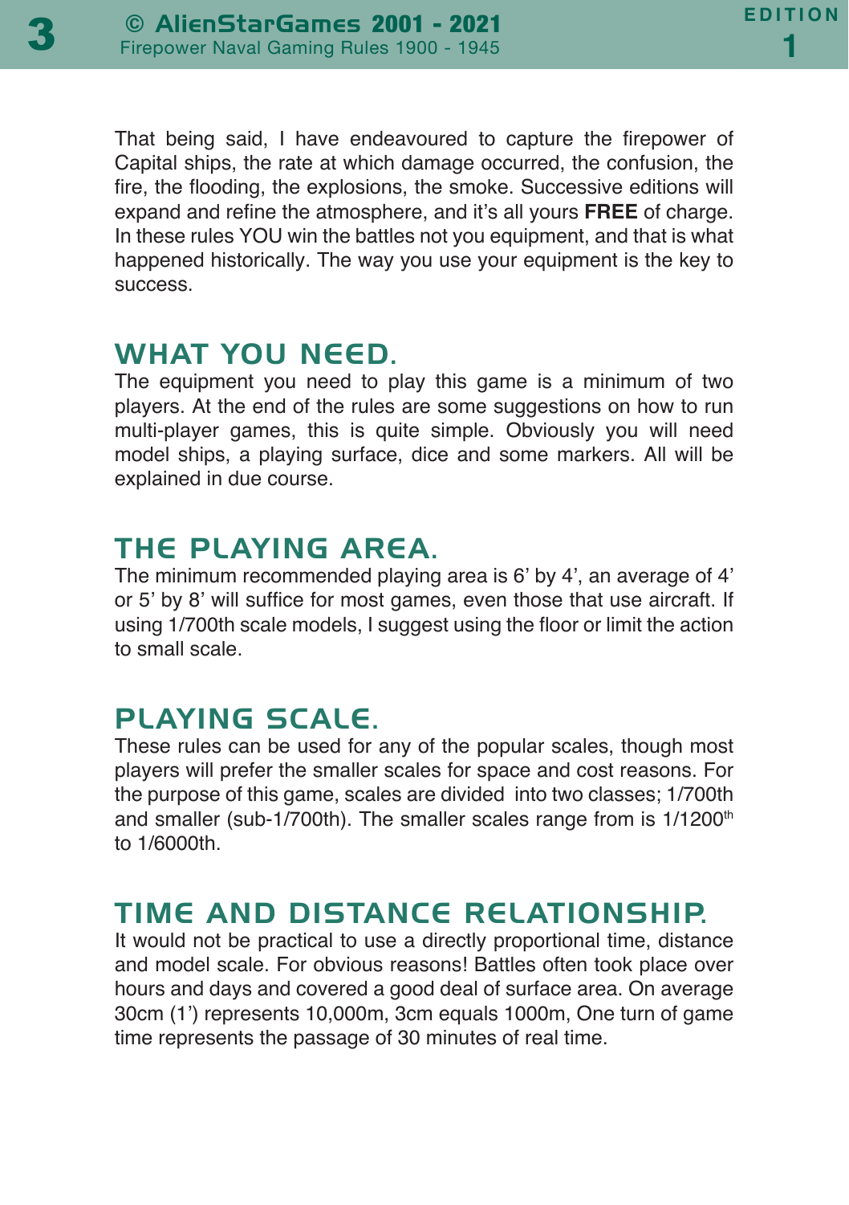That being said, I have endeavoured to capture the firepower of Capital ships, the rate at which damage occurred, the confusion, the fire, the flooding, the explosions, the smoke. Successive editions will expand and refine the atmosphere, and it's all yours **FREE** of charge. In these rules YOU win the battles not you equipment, and that is what happened historically. The way you use your equipment is the key to success.

## WHAT YOU NEED.

The equipment you need to play this game is a minimum of two players. At the end of the rules are some suggestions on how to run multi-player games, this is quite simple. Obviously you will need model ships, a playing surface, dice and some markers. All will be explained in due course.

## THE PLAYING AREA.

The minimum recommended playing area is 6' by 4', an average of 4' or 5' by 8' will suffice for most games, even those that use aircraft. If using 1/700th scale models, I suggest using the floor or limit the action to small scale.

## PLAYING SCALE.

These rules can be used for any of the popular scales, though most players will prefer the smaller scales for space and cost reasons. For the purpose of this game, scales are divided into two classes; 1/700th and smaller (sub-1/700th). The smaller scales range from is 1/1200th to 1/6000th.

## TIME AND DISTANCE RELATIONSHIP.

It would not be practical to use a directly proportional time, distance and model scale. For obvious reasons! Battles often took place over hours and days and covered a good deal of surface area. On average 30cm (1') represents 10,000m, 3cm equals 1000m, One turn of game time represents the passage of 30 minutes of real time.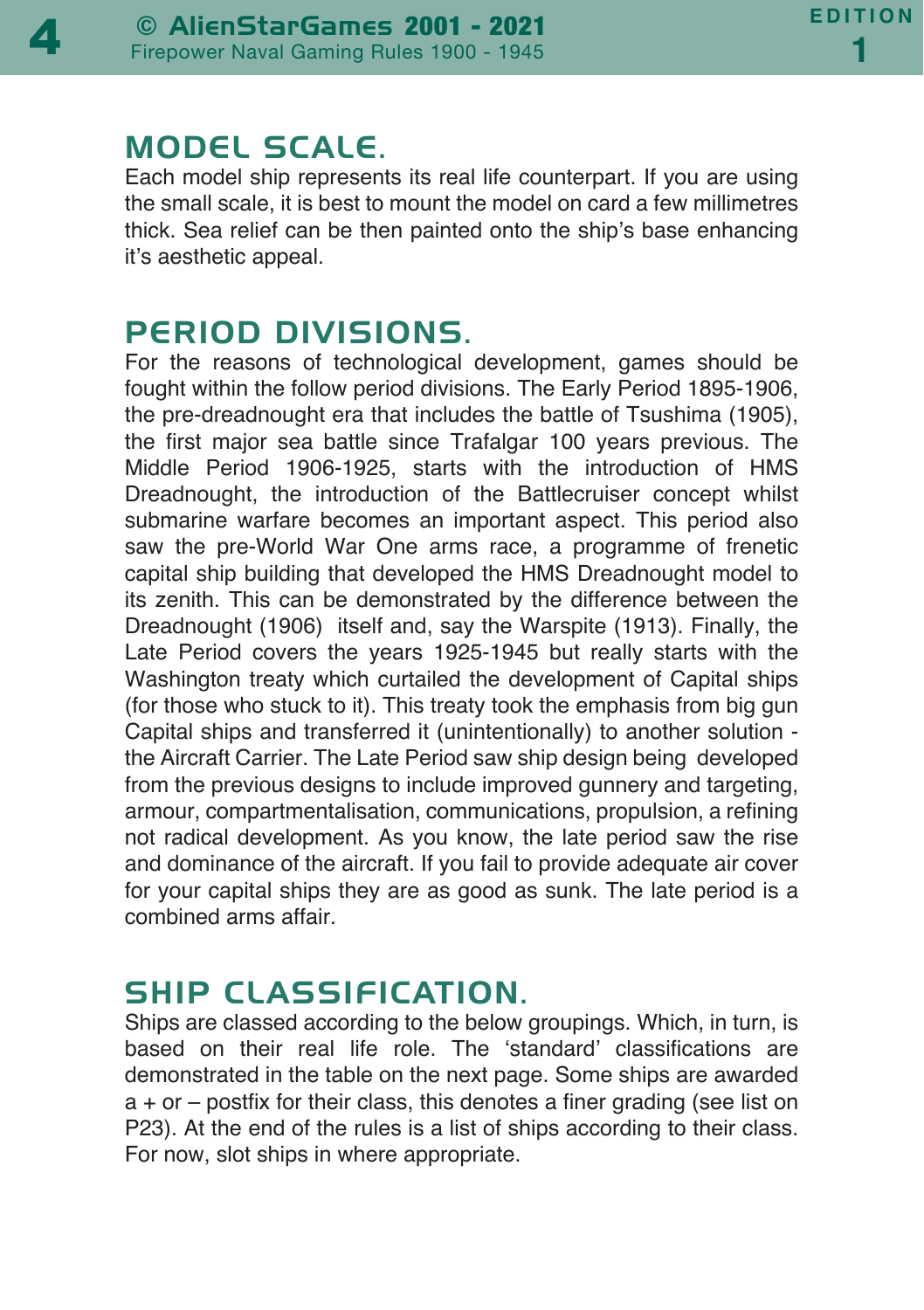## MODEL SCALE.

Each model ship represents its real life counterpart. If you are using the small scale, it is best to mount the model on card a few millimetres thick. Sea relief can be then painted onto the ship's base enhancing it's aesthetic appeal.

## PERIOD DIVISIONS.

For the reasons of technological development, games should be fought within the follow period divisions. The Early Period 1895-1906, the pre-dreadnought era that includes the battle of Tsushima (1905), the first major sea battle since Trafalgar 100 years previous. The Middle Period 1906-1925, starts with the introduction of HMS Dreadnought, the introduction of the Battlecruiser concept whilst submarine warfare becomes an important aspect. This period also saw the pre-World War One arms race, a programme of frenetic capital ship building that developed the HMS Dreadnought model to its zenith. This can be demonstrated by the difference between the Dreadnought (1906) itself and, say the Warspite (1913). Finally, the Late Period covers the years 1925-1945 but really starts with the Washington treaty which curtailed the development of Capital ships (for those who stuck to it). This treaty took the emphasis from big gun Capital ships and transferred it (unintentionally) to another solution - the Aircraft Carrier. The Late Period saw ship design being developed from the previous designs to include improved gunnery and targeting, armour, compartmentalisation, communications, propulsion, a refining not radical development. As you know, the late period saw the rise and dominance of the aircraft. If you fail to provide adequate air cover for your capital ships they are as good as sunk. The late period is a combined arms affair.

## SHIP CLASSIFICATION.

Ships are classed according to the below groupings. Which, in turn, is based on their real life role. The 'standard' classifications are demonstrated in the table on the next page. Some ships are awarded a + or – postfix for their class, this denotes a finer grading (see list on P23). At the end of the rules is a list of ships according to their class. For now, slot ships in where appropriate.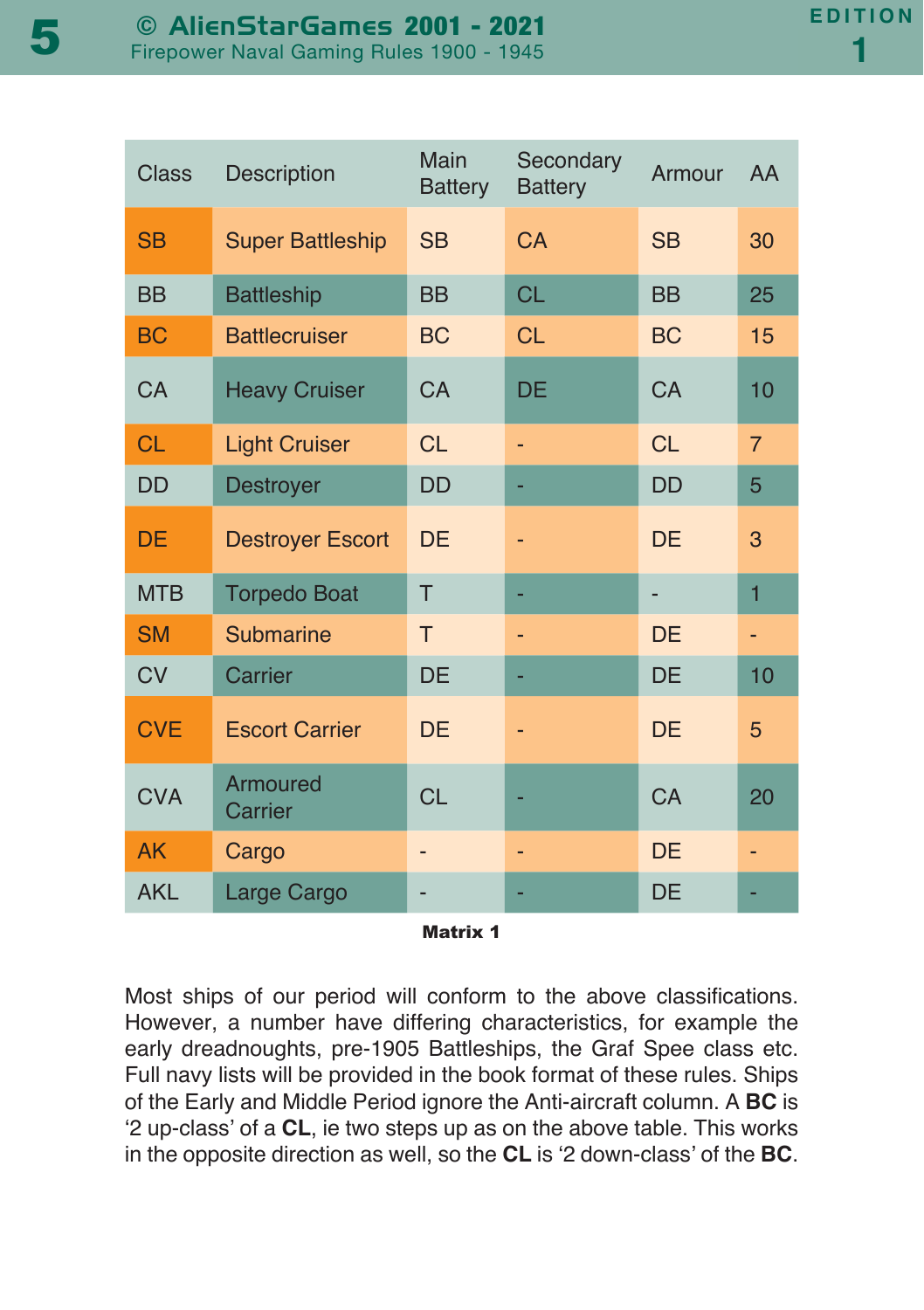| Class | Description | Main Battery | Secondary Battery | Armour | AA |
|---|---|---|---|---|---|
| SB | Super Battleship | SB | CA | SB | 30 |
| BB | Battleship | BB | CL | BB | 25 |
| BC | Battlecruiser | BC | CL | BC | 15 |
| CA | Heavy Cruiser | CA | DE | CA | 10 |
| CL | Light Cruiser | CL | - | CL | 7 |
| DD | Destroyer | DD | - | DD | 5 |
| DE | Destroyer Escort | DE | - | DE | 3 |
| MTB | Torpedo Boat | T | - | - | 1 |
| SM | Submarine | T | - | DE | - |
| CV | Carrier | DE | - | DE | 10 |
| CVE | Escort Carrier | DE | - | DE | 5 |
| CVA | Armoured Carrier | CL | - | CA | 20 |
| AK | Cargo | - | - | DE | - |
| AKL | Large Cargo | - | - | DE | - |

**Matrix 1**

Most ships of our period will conform to the above classifications. However, a number have differing characteristics, for example the early dreadnoughts, pre-1905 Battleships, the Graf Spee class etc. Full navy lists will be provided in the book format of these rules. Ships of the Early and Middle Period ignore the Anti-aircraft column. A **BC** is '2 up-class' of a **CL**, ie two steps up as on the above table. This works in the opposite direction as well, so the **CL** is '2 down-class' of the **BC**.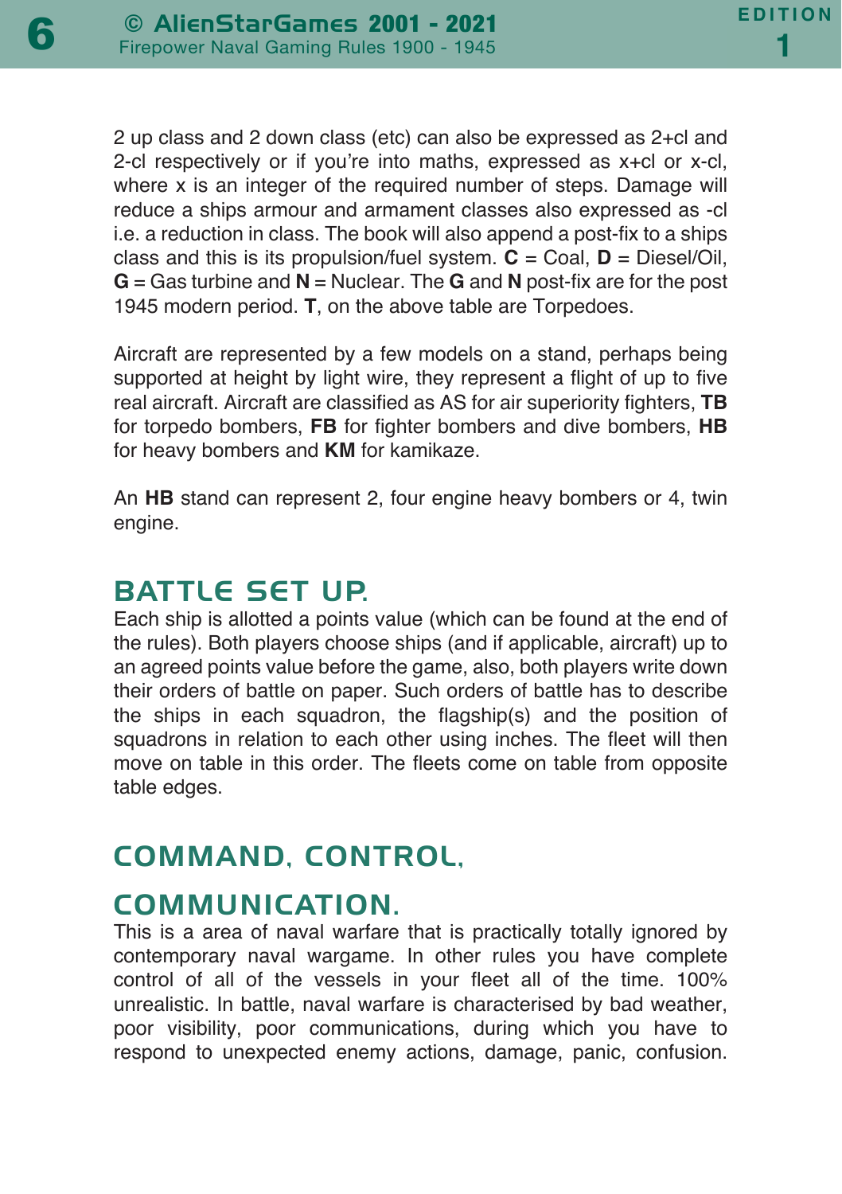2 up class and 2 down class (etc) can also be expressed as 2+cl and 2-cl respectively or if you're into maths, expressed as x+cl or x-cl, where x is an integer of the required number of steps. Damage will reduce a ships armour and armament classes also expressed as -cl i.e. a reduction in class. The book will also append a post-fix to a ships class and this is its propulsion/fuel system. **C** = Coal, **D** = Diesel/Oil, **G** = Gas turbine and **N** = Nuclear. The **G** and **N** post-fix are for the post 1945 modern period. **T**, on the above table are Torpedoes.

Aircraft are represented by a few models on a stand, perhaps being supported at height by light wire, they represent a flight of up to five real aircraft. Aircraft are classified as AS for air superiority fighters, **TB** for torpedo bombers, **FB** for fighter bombers and dive bombers, **HB** for heavy bombers and **KM** for kamikaze.

An **HB** stand can represent 2, four engine heavy bombers or 4, twin engine.

## BATTLE SET UP.

Each ship is allotted a points value (which can be found at the end of the rules). Both players choose ships (and if applicable, aircraft) up to an agreed points value before the game, also, both players write down their orders of battle on paper. Such orders of battle has to describe the ships in each squadron, the flagship(s) and the position of squadrons in relation to each other using inches. The fleet will then move on table in this order. The fleets come on table from opposite table edges.

## COMMAND, CONTROL, COMMUNICATION.

This is a area of naval warfare that is practically totally ignored by contemporary naval wargame. In other rules you have complete control of all of the vessels in your fleet all of the time. 100% unrealistic. In battle, naval warfare is characterised by bad weather, poor visibility, poor communications, during which you have to respond to unexpected enemy actions, damage, panic, confusion.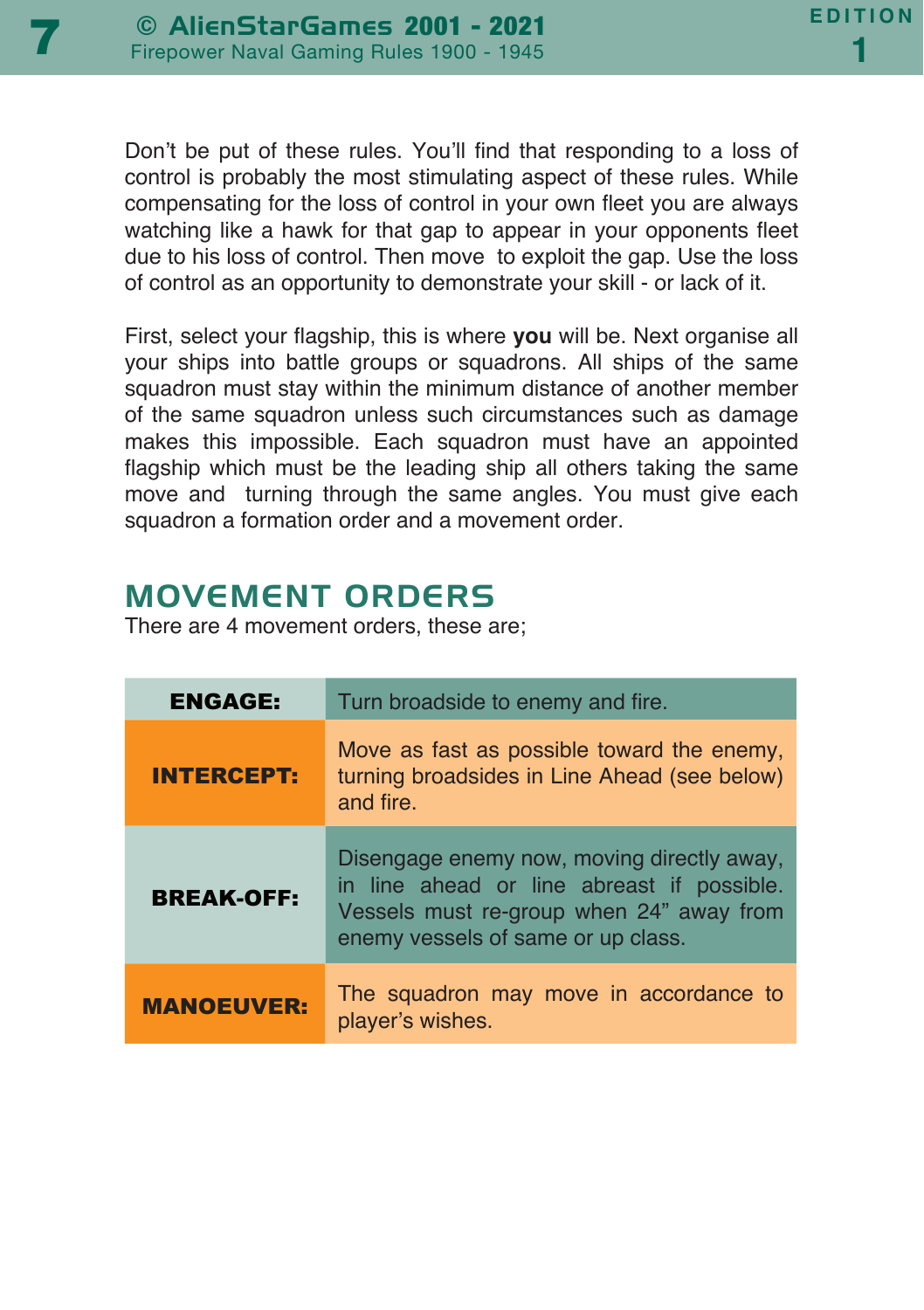Don't be put of these rules. You'll find that responding to a loss of control is probably the most stimulating aspect of these rules. While compensating for the loss of control in your own fleet you are always watching like a hawk for that gap to appear in your opponents fleet due to his loss of control. Then move to exploit the gap. Use the loss of control as an opportunity to demonstrate your skill - or lack of it.

First, select your flagship, this is where **you** will be. Next organise all your ships into battle groups or squadrons. All ships of the same squadron must stay within the minimum distance of another member of the same squadron unless such circumstances such as damage makes this impossible. Each squadron must have an appointed flagship which must be the leading ship all others taking the same move and turning through the same angles. You must give each squadron a formation order and a movement order.

## MOVEMENT ORDERS

There are 4 movement orders, these are;

| | |
|---|---|
| **ENGAGE:** | Turn broadside to enemy and fire. |
| **INTERCEPT:** | Move as fast as possible toward the enemy, turning broadsides in Line Ahead (see below) and fire. |
| **BREAK-OFF:** | Disengage enemy now, moving directly away, in line ahead or line abreast if possible. Vessels must re-group when 24" away from enemy vessels of same or up class. |
| **MANOEUVER:** | The squadron may move in accordance to player's wishes. |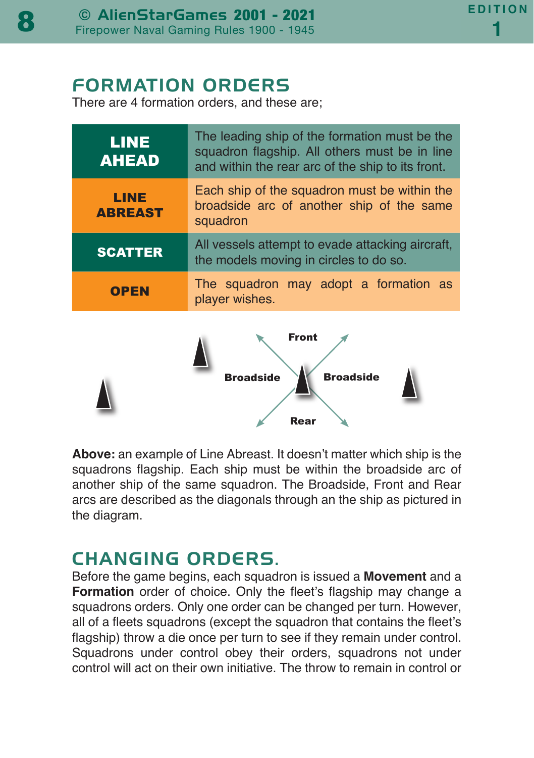## FORMATION ORDERS

There are 4 formation orders, and these are;

| | |
|---|---|
| **LINE AHEAD** | The leading ship of the formation must be the squadron flagship. All others must be in line and within the rear arc of the ship to its front. |
| **LINE ABREAST** | Each ship of the squadron must be within the broadside arc of another ship of the same squadron |
| **SCATTER** | All vessels attempt to evade attacking aircraft, the models moving in circles to do so. |
| **OPEN** | The squadron may adopt a formation as player wishes. |

Front

Broadside

Broadside

Rear

**Above:** an example of Line Abreast. It doesn't matter which ship is the squadrons flagship. Each ship must be within the broadside arc of another ship of the same squadron. The Broadside, Front and Rear arcs are described as the diagonals through an the ship as pictured in the diagram.

## CHANGING ORDERS.

Before the game begins, each squadron is issued a **Movement** and a **Formation** order of choice. Only the fleet's flagship may change a squadrons orders. Only one order can be changed per turn. However, all of a fleets squadrons (except the squadron that contains the fleet's flagship) throw a die once per turn to see if they remain under control. Squadrons under control obey their orders, squadrons not under control will act on their own initiative. The throw to remain in control or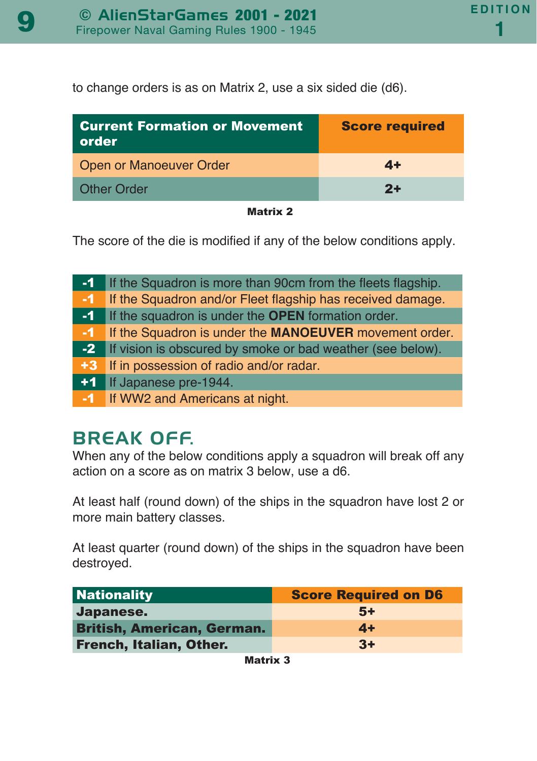to change orders is as on Matrix 2, use a six sided die (d6).

| Current Formation or Movement order | Score required |
|---|---|
| Open or Manoeuver Order | 4+ |
| Other Order | 2+ |

**Matrix 2**

The score of the die is modified if any of the below conditions apply.

| | |
|---|---|
| -1 | If the Squadron is more than 90cm from the fleets flagship. |
| -1 | If the Squadron and/or Fleet flagship has received damage. |
| -1 | If the squadron is under the **OPEN** formation order. |
| -1 | If the Squadron is under the **MANOEUVER** movement order. |
| -2 | If vision is obscured by smoke or bad weather (see below). |
| +3 | If in possession of radio and/or radar. |
| +1 | If Japanese pre-1944. |
| -1 | If WW2 and Americans at night. |

## BREAK OFF.

When any of the below conditions apply a squadron will break off any action on a score as on matrix 3 below, use a d6.

At least half (round down) of the ships in the squadron have lost 2 or more main battery classes.

At least quarter (round down) of the ships in the squadron have been destroyed.

| Nationality | Score Required on D6 |
|---|---|
| **Japanese.** | 5+ |
| **British, American, German.** | 4+ |
| **French, Italian, Other.** | 3+ |

**Matrix 3**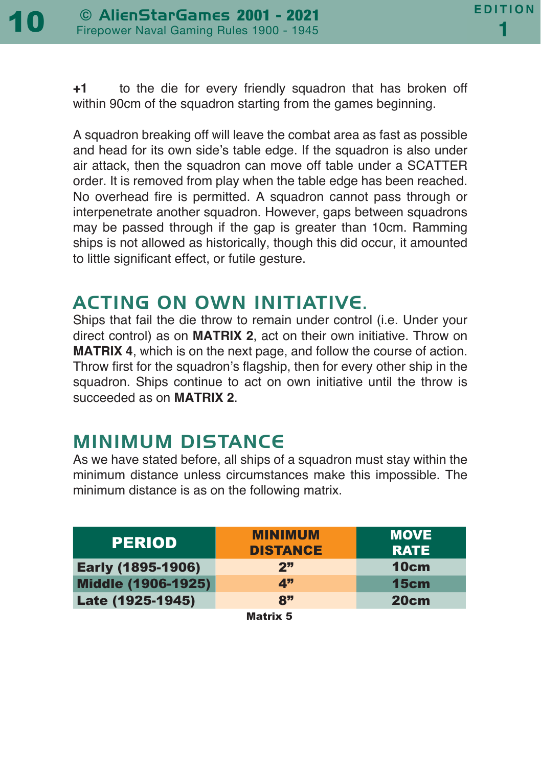**+1** to the die for every friendly squadron that has broken off within 90cm of the squadron starting from the games beginning.

A squadron breaking off will leave the combat area as fast as possible and head for its own side's table edge. If the squadron is also under air attack, then the squadron can move off table under a SCATTER order. It is removed from play when the table edge has been reached. No overhead fire is permitted. A squadron cannot pass through or interpenetrate another squadron. However, gaps between squadrons may be passed through if the gap is greater than 10cm. Ramming ships is not allowed as historically, though this did occur, it amounted to little significant effect, or futile gesture.

## ACTING ON OWN INITIATIVE.

Ships that fail the die throw to remain under control (i.e. Under your direct control) as on **MATRIX 2**, act on their own initiative. Throw on **MATRIX 4**, which is on the next page, and follow the course of action. Throw first for the squadron's flagship, then for every other ship in the squadron. Ships continue to act on own initiative until the throw is succeeded as on **MATRIX 2**.

## MINIMUM DISTANCE

As we have stated before, all ships of a squadron must stay within the minimum distance unless circumstances make this impossible. The minimum distance is as on the following matrix.

| PERIOD | MINIMUM DISTANCE | MOVE RATE |
|---|---|---|
| Early (1895-1906) | 2" | 10cm |
| Middle (1906-1925) | 4" | 15cm |
| Late (1925-1945) | 8" | 20cm |

**Matrix 5**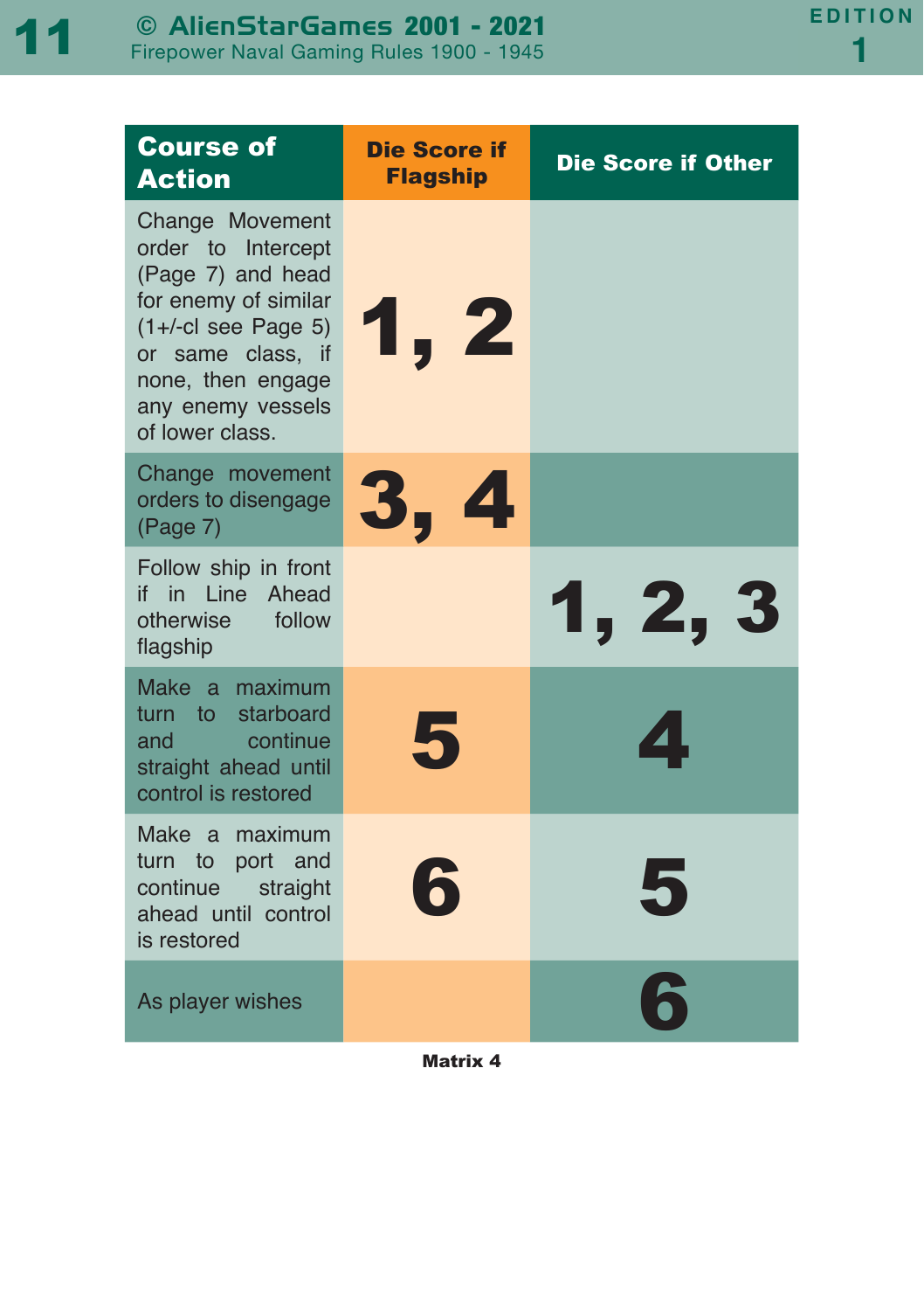| Course of Action | Die Score if Flagship | Die Score if Other |
|---|---|---|
| Change Movement order to Intercept (Page 7) and head for enemy of similar (1+/-cl see Page 5) or same class, if none, then engage any enemy vessels of lower class. | 1, 2 | |
| Change movement orders to disengage (Page 7) | 3, 4 | |
| Follow ship in front if in Line Ahead otherwise follow flagship | | 1, 2, 3 |
| Make a maximum turn to starboard and continue straight ahead until control is restored | 5 | 4 |
| Make a maximum turn to port and continue straight ahead until control is restored | 6 | 5 |
| As player wishes | | 6 |

**Matrix 4**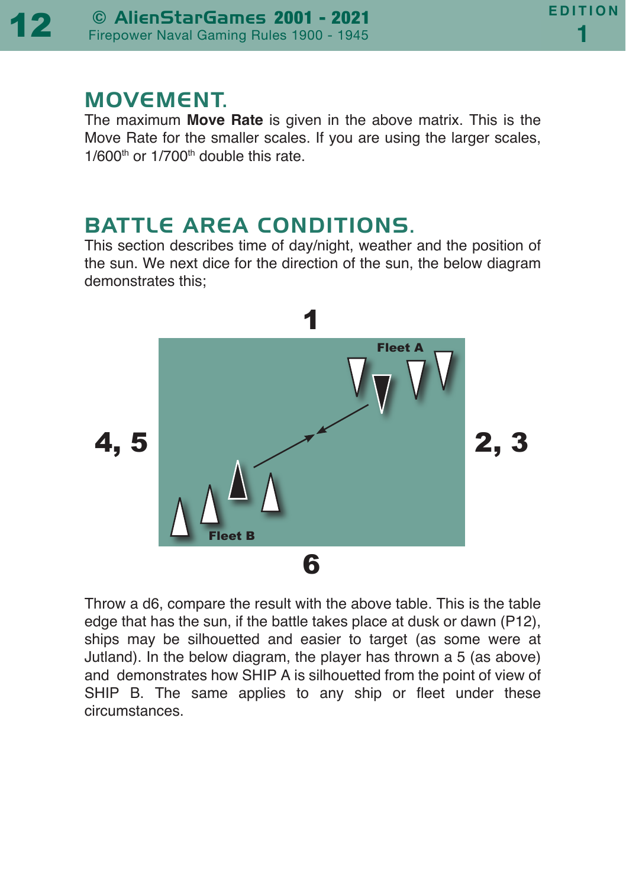## MOVEMENT.

The maximum **Move Rate** is given in the above matrix. This is the Move Rate for the smaller scales. If you are using the larger scales, 1/600th or 1/700th double this rate.

## BATTLE AREA CONDITIONS.

This section describes time of day/night, weather and the position of the sun. We next dice for the direction of the sun, the below diagram demonstrates this;

1

4, 5

2, 3

Fleet A

Fleet B

6

Throw a d6, compare the result with the above table. This is the table edge that has the sun, if the battle takes place at dusk or dawn (P12), ships may be silhouetted and easier to target (as some were at Jutland). In the below diagram, the player has thrown a 5 (as above) and demonstrates how SHIP A is silhouetted from the point of view of SHIP B. The same applies to any ship or fleet under these circumstances.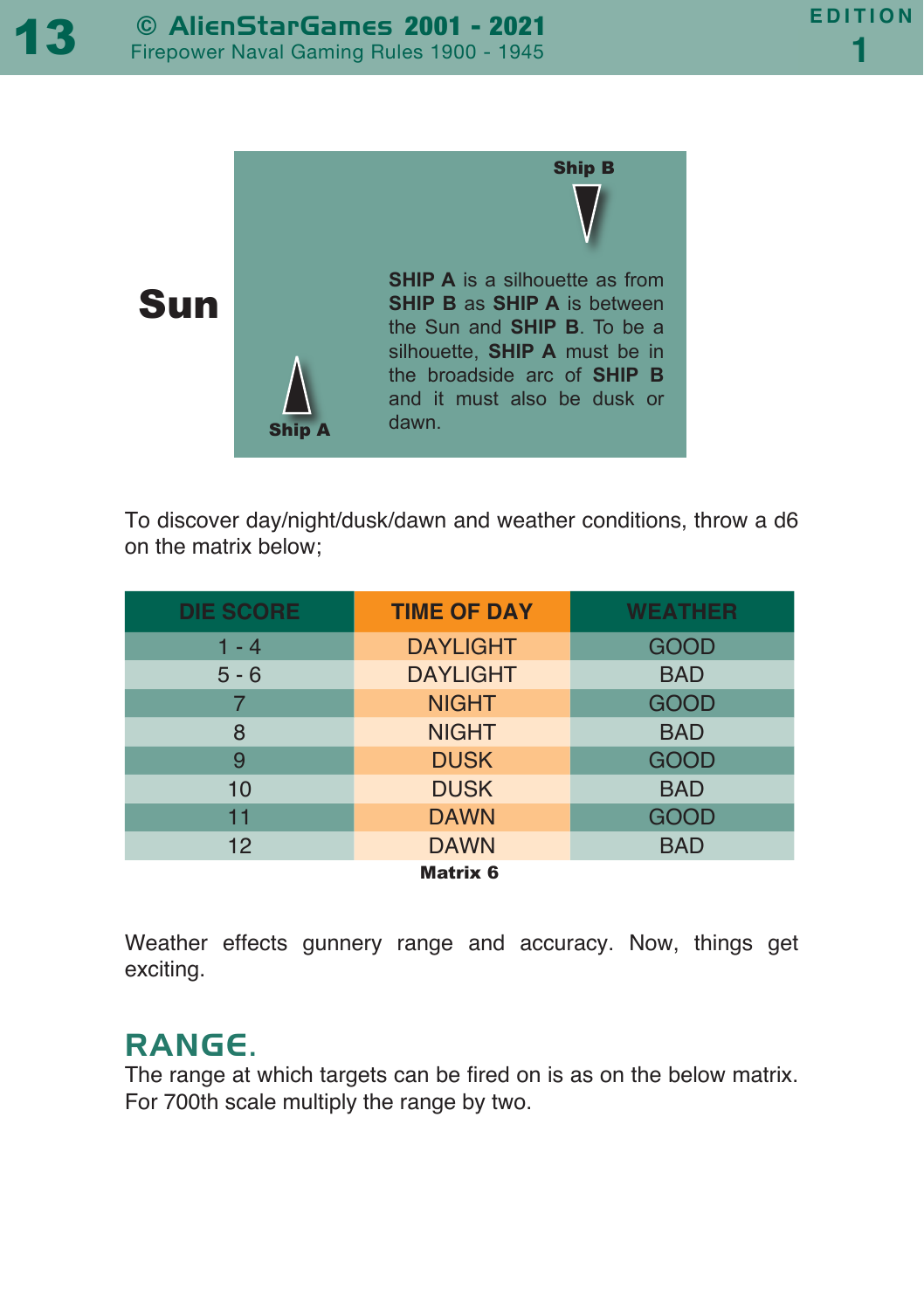Sun

Ship B

**SHIP A** is a silhouette as from **SHIP B** as **SHIP A** is between the Sun and **SHIP B**. To be a silhouette, **SHIP A** must be in the broadside arc of **SHIP B** and it must also be dusk or dawn.

Ship A

To discover day/night/dusk/dawn and weather conditions, throw a d6 on the matrix below;

| DIE SCORE | TIME OF DAY | WEATHER |
|---|---|---|
| 1 - 4 | DAYLIGHT | GOOD |
| 5 - 6 | DAYLIGHT | BAD |
| 7 | NIGHT | GOOD |
| 8 | NIGHT | BAD |
| 9 | DUSK | GOOD |
| 10 | DUSK | BAD |
| 11 | DAWN | GOOD |
| 12 | DAWN | BAD |

**Matrix 6**

Weather effects gunnery range and accuracy. Now, things get exciting.

## RANGE.

The range at which targets can be fired on is as on the below matrix. For 700th scale multiply the range by two.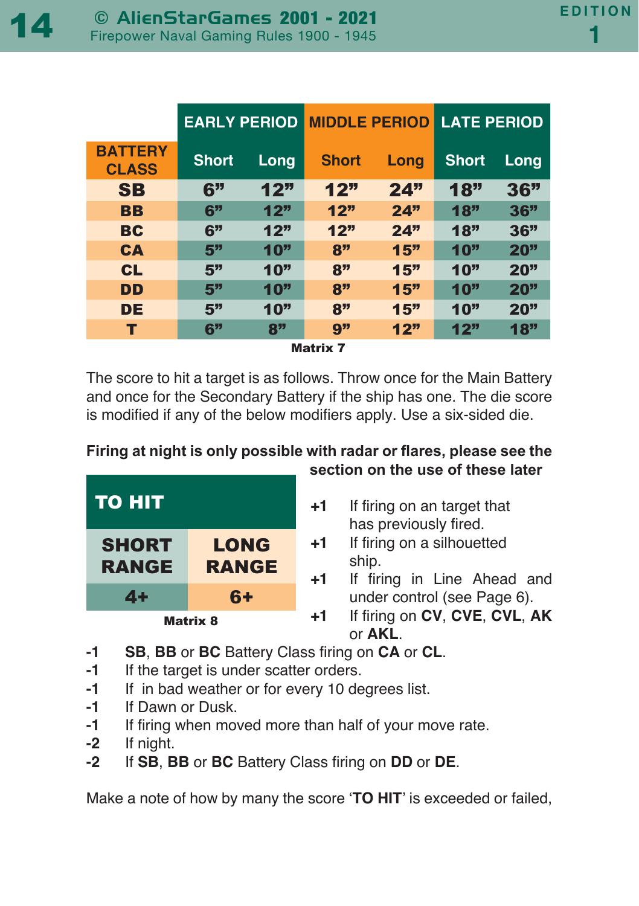| BATTERY CLASS | EARLY PERIOD | | MIDDLE PERIOD | | LATE PERIOD | |
|---|---|---|---|---|---|---|
| | Short | Long | Short | Long | Short | Long |
| SB | 6” | 12” | 12” | 24” | 18” | 36” |
| BB | 6” | 12” | 12” | 24” | 18” | 36” |
| BC | 6” | 12” | 12” | 24” | 18” | 36” |
| CA | 5” | 10” | 8” | 15” | 10” | 20” |
| CL | 5” | 10” | 8” | 15” | 10” | 20” |
| DD | 5” | 10” | 8” | 15” | 10” | 20” |
| DE | 5” | 10” | 8” | 15” | 10” | 20” |
| T | 6” | 8” | 9” | 12” | 12” | 18” |

**Matrix 7**

The score to hit a target is as follows. Throw once for the Main Battery and once for the Secondary Battery if the ship has one. The die score is modified if any of the below modifiers apply. Use a six-sided die.

**Firing at night is only possible with radar or flares, please see the section on the use of these later**

| TO HIT | |
|---|---|
| SHORT RANGE | LONG RANGE |
| 4+ | 6+ |

**Matrix 8**

- **+1** If firing on an target that has previously fired.
- **+1** If firing on a silhouetted ship.
- **+1** If firing in Line Ahead and under control (see Page 6).
- **+1** If firing on **CV**, **CVE**, **CVL**, **AK** or **AKL**.
- **-1** **SB**, **BB** or **BC** Battery Class firing on **CA** or **CL**.
- **-1** If the target is under scatter orders.
- **-1** If in bad weather or for every 10 degrees list.
- **-1** If Dawn or Dusk.
- **-1** If firing when moved more than half of your move rate.
- **-2** If night.
- **-2** If **SB**, **BB** or **BC** Battery Class firing on **DD** or **DE**.

Make a note of how by many the score ‘**TO HIT**’ is exceeded or failed,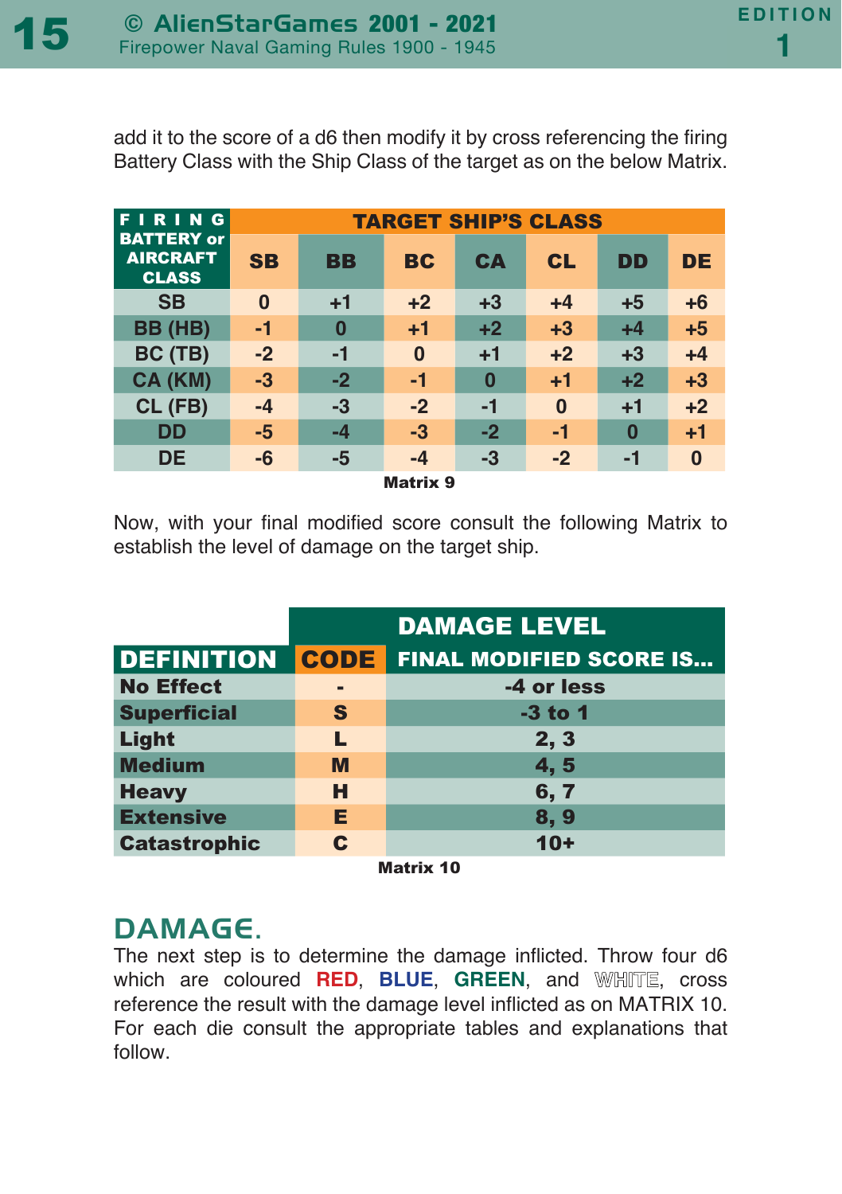add it to the score of a d6 then modify it by cross referencing the firing Battery Class with the Ship Class of the target as on the below Matrix.

| FIRING BATTERY or AIRCRAFT CLASS | TARGET SHIP'S CLASS | | | | | | |
|---|---|---|---|---|---|---|---|
| | SB | BB | BC | CA | CL | DD | DE |
| SB | 0 | +1 | +2 | +3 | +4 | +5 | +6 |
| BB (HB) | -1 | 0 | +1 | +2 | +3 | +4 | +5 |
| BC (TB) | -2 | -1 | 0 | +1 | +2 | +3 | +4 |
| CA (KM) | -3 | -2 | -1 | 0 | +1 | +2 | +3 |
| CL (FB) | -4 | -3 | -2 | -1 | 0 | +1 | +2 |
| DD | -5 | -4 | -3 | -2 | -1 | 0 | +1 |
| DE | -6 | -5 | -4 | -3 | -2 | -1 | 0 |

**Matrix 9**

Now, with your final modified score consult the following Matrix to establish the level of damage on the target ship.

| | DAMAGE LEVEL | |
|---|---|---|
| **DEFINITION** | **CODE** | **FINAL MODIFIED SCORE IS...** |
| **No Effect** | **-** | **-4 or less** |
| **Superficial** | **S** | **-3 to 1** |
| **Light** | **L** | **2, 3** |
| **Medium** | **M** | **4, 5** |
| **Heavy** | **H** | **6, 7** |
| **Extensive** | **E** | **8, 9** |
| **Catastrophic** | **C** | **10+** |

**Matrix 10**

## DAMAGE.

The next step is to determine the damage inflicted. Throw four d6 which are coloured **RED**, **BLUE**, **GREEN**, and **WHITE**, cross reference the result with the damage level inflicted as on MATRIX 10. For each die consult the appropriate tables and explanations that follow.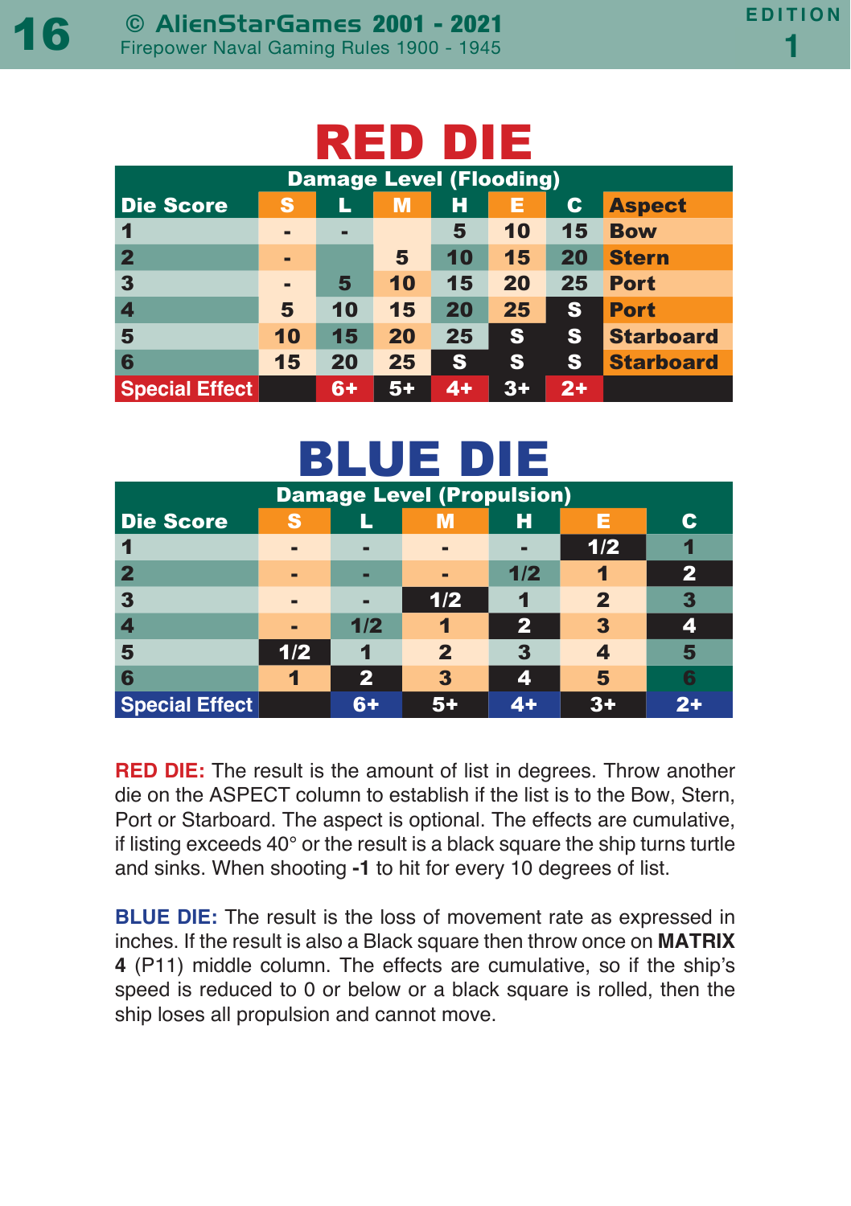# RED DIE

| Damage Level (Flooding) | | | | | | | |
|---|---|---|---|---|---|---|---|
| **Die Score** | **S** | **L** | **M** | **H** | **E** | **C** | **Aspect** |
| 1 | - | - | | 5 | 10 | 15 | Bow |
| 2 | - | | 5 | 10 | 15 | 20 | Stern |
| 3 | - | 5 | 10 | 15 | 20 | 25 | Port |
| 4 | 5 | 10 | 15 | 20 | 25 | S | Port |
| 5 | 10 | 15 | 20 | 25 | S | S | Starboard |
| 6 | 15 | 20 | 25 | S | S | S | Starboard |
| **Special Effect** | | 6+ | 5+ | 4+ | 3+ | 2+ | |

# BLUE DIE

| Damage Level (Propulsion) | | | | | | |
|---|---|---|---|---|---|---|
| **Die Score** | **S** | **L** | **M** | **H** | **E** | **C** |
| 1 | - | - | - | - | 1/2 | 1 |
| 2 | - | - | - | 1/2 | 1 | 2 |
| 3 | - | - | 1/2 | 1 | 2 | 3 |
| 4 | - | 1/2 | 1 | 2 | 3 | 4 |
| 5 | 1/2 | 1 | 2 | 3 | 4 | 5 |
| 6 | 1 | 2 | 3 | 4 | 5 | 6 |
| **Special Effect** | | 6+ | 5+ | 4+ | 3+ | 2+ |

**RED DIE:** The result is the amount of list in degrees. Throw another die on the ASPECT column to establish if the list is to the Bow, Stern, Port or Starboard. The aspect is optional. The effects are cumulative, if listing exceeds 40° or the result is a black square the ship turns turtle and sinks. When shooting **-1** to hit for every 10 degrees of list.

**BLUE DIE:** The result is the loss of movement rate as expressed in inches. If the result is also a Black square then throw once on **MATRIX 4** (P11) middle column. The effects are cumulative, so if the ship's speed is reduced to 0 or below or a black square is rolled, then the ship loses all propulsion and cannot move.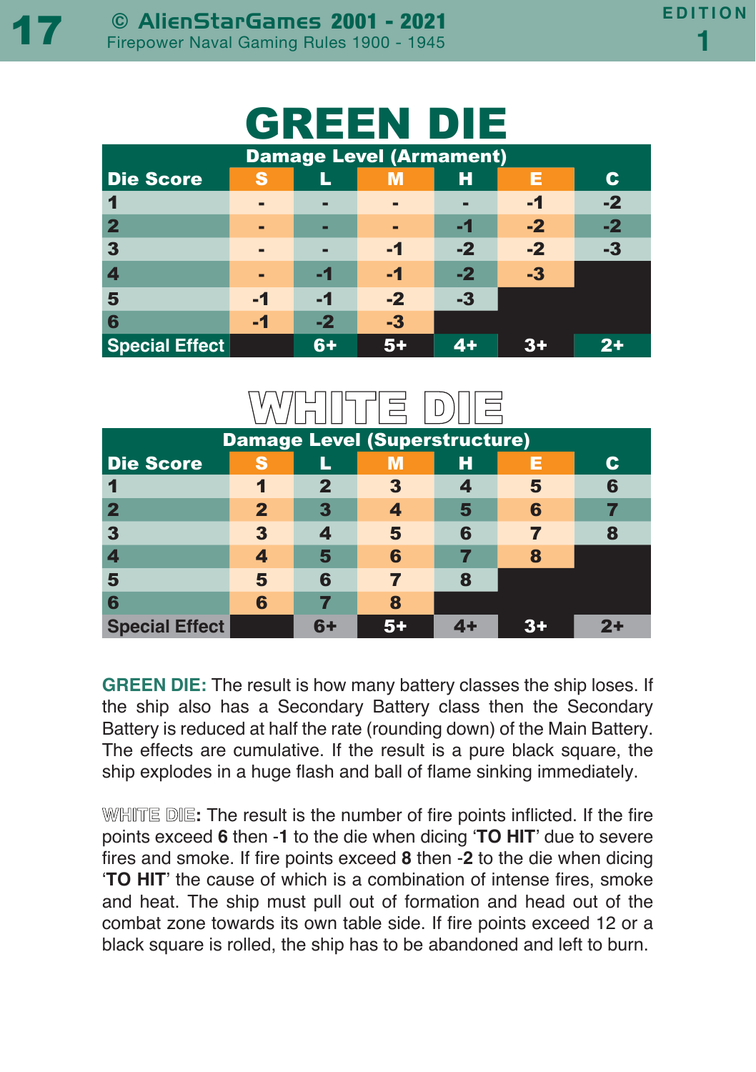# GREEN DIE

| Damage Level (Armament) | | | | | | |
|---|---|---|---|---|---|---|
| **Die Score** | **S** | **L** | **M** | **H** | **E** | **C** |
| **1** | - | - | - | - | -1 | -2 |
| **2** | - | - | - | -1 | -2 | -2 |
| **3** | - | - | -1 | -2 | -2 | -3 |
| **4** | - | -1 | -1 | -2 | -3 | |
| **5** | -1 | -1 | -2 | -3 | | |
| **6** | -1 | -2 | -3 | | | |
| **Special Effect** | | 6+ | 5+ | 4+ | 3+ | 2+ |

# WHITE DIE

| Damage Level (Superstructure) | | | | | | |
|---|---|---|---|---|---|---|
| **Die Score** | **S** | **L** | **M** | **H** | **E** | **C** |
| **1** | 1 | 2 | 3 | 4 | 5 | 6 |
| **2** | 2 | 3 | 4 | 5 | 6 | 7 |
| **3** | 3 | 4 | 5 | 6 | 7 | 8 |
| **4** | 4 | 5 | 6 | 7 | 8 | |
| **5** | 5 | 6 | 7 | 8 | | |
| **6** | 6 | 7 | 8 | | | |
| **Special Effect** | | 6+ | 5+ | 4+ | 3+ | 2+ |

**GREEN DIE:** The result is how many battery classes the ship loses. If the ship also has a Secondary Battery class then the Secondary Battery is reduced at half the rate (rounding down) of the Main Battery. The effects are cumulative. If the result is a pure black square, the ship explodes in a huge flash and ball of flame sinking immediately.

**WHITE DIE:** The result is the number of fire points inflicted. If the fire points exceed **6** then -**1** to the die when dicing '**TO HIT**' due to severe fires and smoke. If fire points exceed **8** then -**2** to the die when dicing '**TO HIT**' the cause of which is a combination of intense fires, smoke and heat. The ship must pull out of formation and head out of the combat zone towards its own table side. If fire points exceed 12 or a black square is rolled, the ship has to be abandoned and left to burn.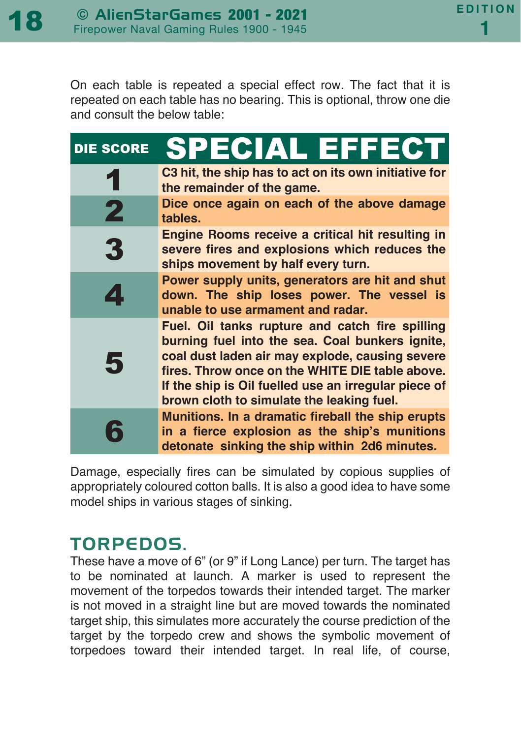On each table is repeated a special effect row. The fact that it is repeated on each table has no bearing. This is optional, throw one die and consult the below table:

| DIE SCORE | SPECIAL EFFECT |
|---|---|
| 1 | C3 hit, the ship has to act on its own initiative for the remainder of the game. |
| 2 | Dice once again on each of the above damage tables. |
| 3 | Engine Rooms receive a critical hit resulting in severe fires and explosions which reduces the ships movement by half every turn. |
| 4 | Power supply units, generators are hit and shut down. The ship loses power. The vessel is unable to use armament and radar. |
| 5 | Fuel. Oil tanks rupture and catch fire spilling burning fuel into the sea. Coal bunkers ignite, coal dust laden air may explode, causing severe fires. Throw once on the WHITE DIE table above. If the ship is Oil fuelled use an irregular piece of brown cloth to simulate the leaking fuel. |
| 6 | Munitions. In a dramatic fireball the ship erupts in a fierce explosion as the ship's munitions detonate sinking the ship within 2d6 minutes. |

Damage, especially fires can be simulated by copious supplies of appropriately coloured cotton balls. It is also a good idea to have some model ships in various stages of sinking.

## TORPEDOS.

These have a move of 6" (or 9" if Long Lance) per turn. The target has to be nominated at launch. A marker is used to represent the movement of the torpedos towards their intended target. The marker is not moved in a straight line but are moved towards the nominated target ship, this simulates more accurately the course prediction of the target by the torpedo crew and shows the symbolic movement of torpedoes toward their intended target. In real life, of course,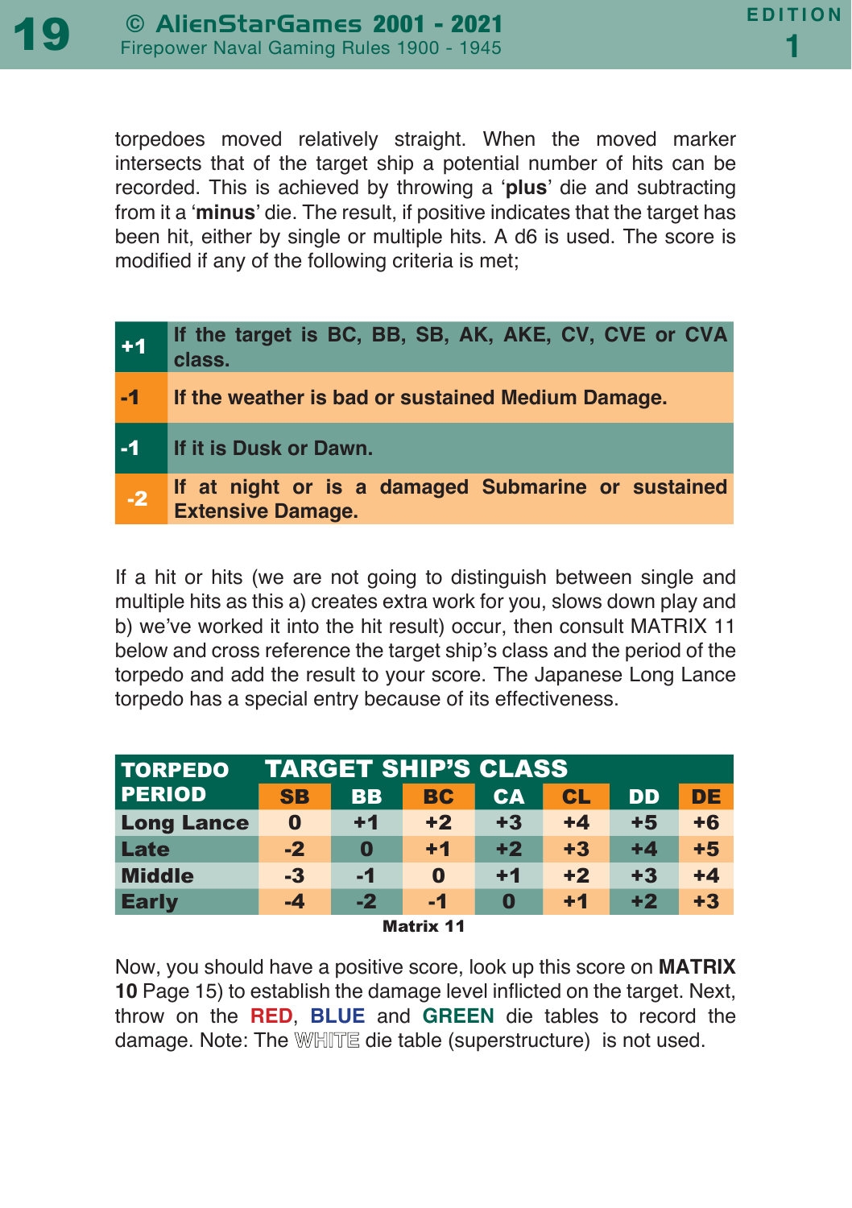torpedoes moved relatively straight. When the moved marker intersects that of the target ship a potential number of hits can be recorded. This is achieved by throwing a '**plus**' die and subtracting from it a '**minus**' die. The result, if positive indicates that the target has been hit, either by single or multiple hits. A d6 is used. The score is modified if any of the following criteria is met;

| | |
|---|---|
| **+1** | **If the target is BC, BB, SB, AK, AKE, CV, CVE or CVA class.** |
| **-1** | **If the weather is bad or sustained Medium Damage.** |
| **-1** | **If it is Dusk or Dawn.** |
| **-2** | **If at night or is a damaged Submarine or sustained Extensive Damage.** |

If a hit or hits (we are not going to distinguish between single and multiple hits as this a) creates extra work for you, slows down play and b) we've worked it into the hit result) occur, then consult MATRIX 11 below and cross reference the target ship's class and the period of the torpedo and add the result to your score. The Japanese Long Lance torpedo has a special entry because of its effectiveness.

| TORPEDO PERIOD | TARGET SHIP'S CLASS | | | | | | |
|---|---|---|---|---|---|---|---|
| | SB | BB | BC | CA | CL | DD | DE |
| Long Lance | 0 | +1 | +2 | +3 | +4 | +5 | +6 |
| Late | -2 | 0 | +1 | +2 | +3 | +4 | +5 |
| Middle | -3 | -1 | 0 | +1 | +2 | +3 | +4 |
| Early | -4 | -2 | -1 | 0 | +1 | +2 | +3 |

**Matrix 11**

Now, you should have a positive score, look up this score on **MATRIX 10** Page 15) to establish the damage level inflicted on the target. Next, throw on the **RED**, **BLUE** and **GREEN** die tables to record the damage. Note: The WHITE die table (superstructure) is not used.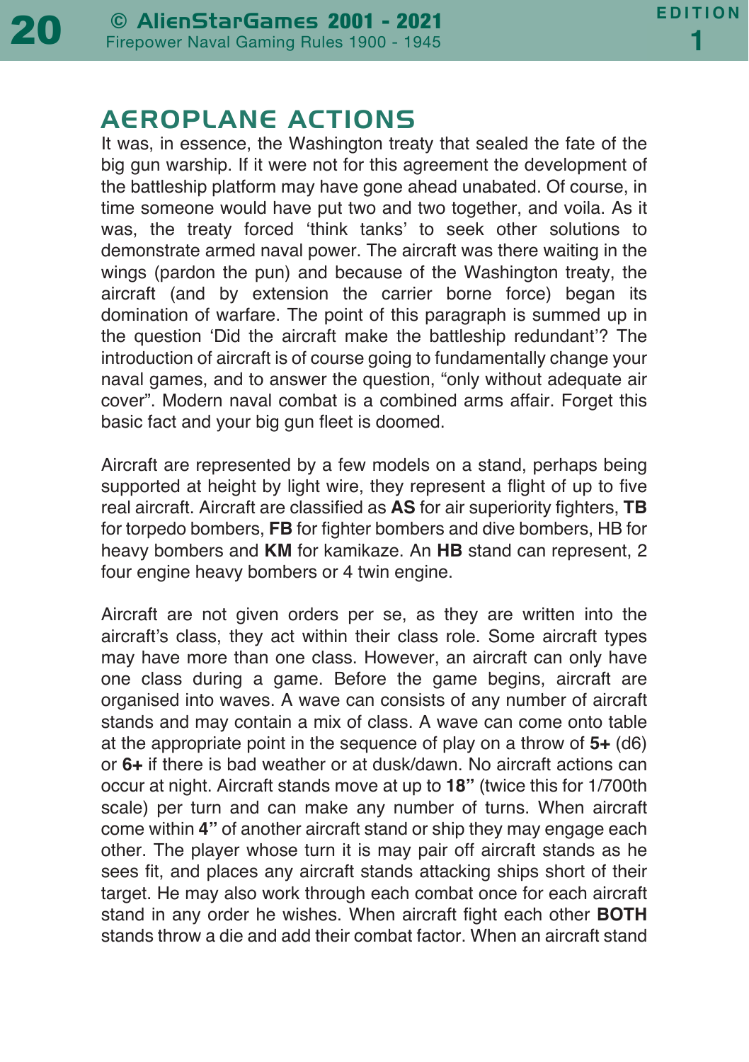## AEROPLANE ACTIONS

It was, in essence, the Washington treaty that sealed the fate of the big gun warship. If it were not for this agreement the development of the battleship platform may have gone ahead unabated. Of course, in time someone would have put two and two together, and voila. As it was, the treaty forced 'think tanks' to seek other solutions to demonstrate armed naval power. The aircraft was there waiting in the wings (pardon the pun) and because of the Washington treaty, the aircraft (and by extension the carrier borne force) began its domination of warfare. The point of this paragraph is summed up in the question 'Did the aircraft make the battleship redundant'? The introduction of aircraft is of course going to fundamentally change your naval games, and to answer the question, "only without adequate air cover". Modern naval combat is a combined arms affair. Forget this basic fact and your big gun fleet is doomed.

Aircraft are represented by a few models on a stand, perhaps being supported at height by light wire, they represent a flight of up to five real aircraft. Aircraft are classified as **AS** for air superiority fighters, **TB** for torpedo bombers, **FB** for fighter bombers and dive bombers, HB for heavy bombers and **KM** for kamikaze. An **HB** stand can represent, 2 four engine heavy bombers or 4 twin engine.

Aircraft are not given orders per se, as they are written into the aircraft's class, they act within their class role. Some aircraft types may have more than one class. However, an aircraft can only have one class during a game. Before the game begins, aircraft are organised into waves. A wave can consists of any number of aircraft stands and may contain a mix of class. A wave can come onto table at the appropriate point in the sequence of play on a throw of **5+** (d6) or **6+** if there is bad weather or at dusk/dawn. No aircraft actions can occur at night. Aircraft stands move at up to **18"** (twice this for 1/700th scale) per turn and can make any number of turns. When aircraft come within **4"** of another aircraft stand or ship they may engage each other. The player whose turn it is may pair off aircraft stands as he sees fit, and places any aircraft stands attacking ships short of their target. He may also work through each combat once for each aircraft stand in any order he wishes. When aircraft fight each other **BOTH** stands throw a die and add their combat factor. When an aircraft stand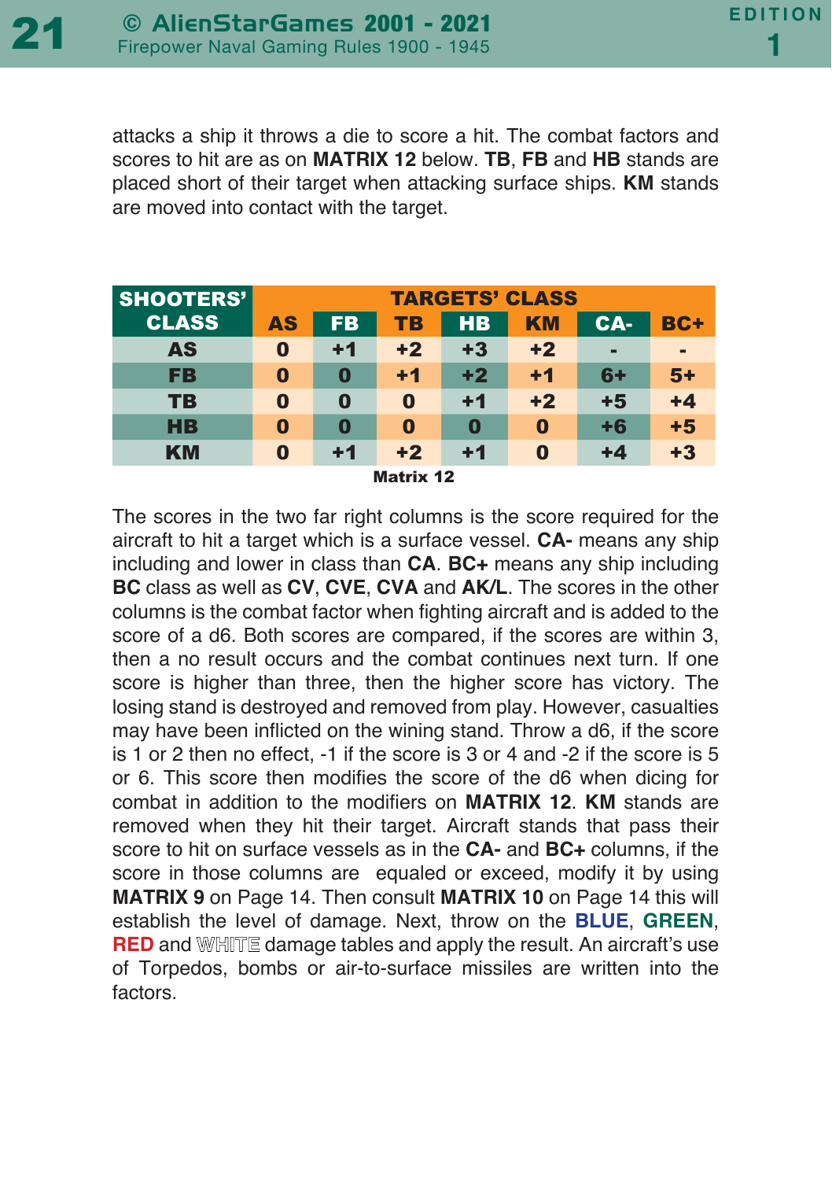attacks a ship it throws a die to score a hit. The combat factors and scores to hit are as on **MATRIX 12** below. **TB**, **FB** and **HB** stands are placed short of their target when attacking surface ships. **KM** stands are moved into contact with the target.

| SHOOTERS' CLASS | TARGETS' CLASS | | | | | | |
|---|---|---|---|---|---|---|---|
| | **AS** | **FB** | **TB** | **HB** | **KM** | **CA-** | **BC+** |
| **AS** | 0 | +1 | +2 | +3 | +2 | - | - |
| **FB** | 0 | 0 | +1 | +2 | +1 | 6+ | 5+ |
| **TB** | 0 | 0 | 0 | +1 | +2 | +5 | +4 |
| **HB** | 0 | 0 | 0 | 0 | 0 | +6 | +5 |
| **KM** | 0 | +1 | +2 | +1 | 0 | +4 | +3 |

**Matrix 12**

The scores in the two far right columns is the score required for the aircraft to hit a target which is a surface vessel. **CA-** means any ship including and lower in class than **CA**. **BC+** means any ship including **BC** class as well as **CV**, **CVE**, **CVA** and **AK/L**. The scores in the other columns is the combat factor when fighting aircraft and is added to the score of a d6. Both scores are compared, if the scores are within 3, then a no result occurs and the combat continues next turn. If one score is higher than three, then the higher score has victory. The losing stand is destroyed and removed from play. However, casualties may have been inflicted on the wining stand. Throw a d6, if the score is 1 or 2 then no effect, -1 if the score is 3 or 4 and -2 if the score is 5 or 6. This score then modifies the score of the d6 when dicing for combat in addition to the modifiers on **MATRIX 12**. **KM** stands are removed when they hit their target. Aircraft stands that pass their score to hit on surface vessels as in the **CA-** and **BC+** columns, if the score in those columns are equaled or exceed, modify it by using **MATRIX 9** on Page 14. Then consult **MATRIX 10** on Page 14 this will establish the level of damage. Next, throw on the **BLUE**, **GREEN**, **RED** and WHITE damage tables and apply the result. An aircraft's use of Torpedos, bombs or air-to-surface missiles are written into the factors.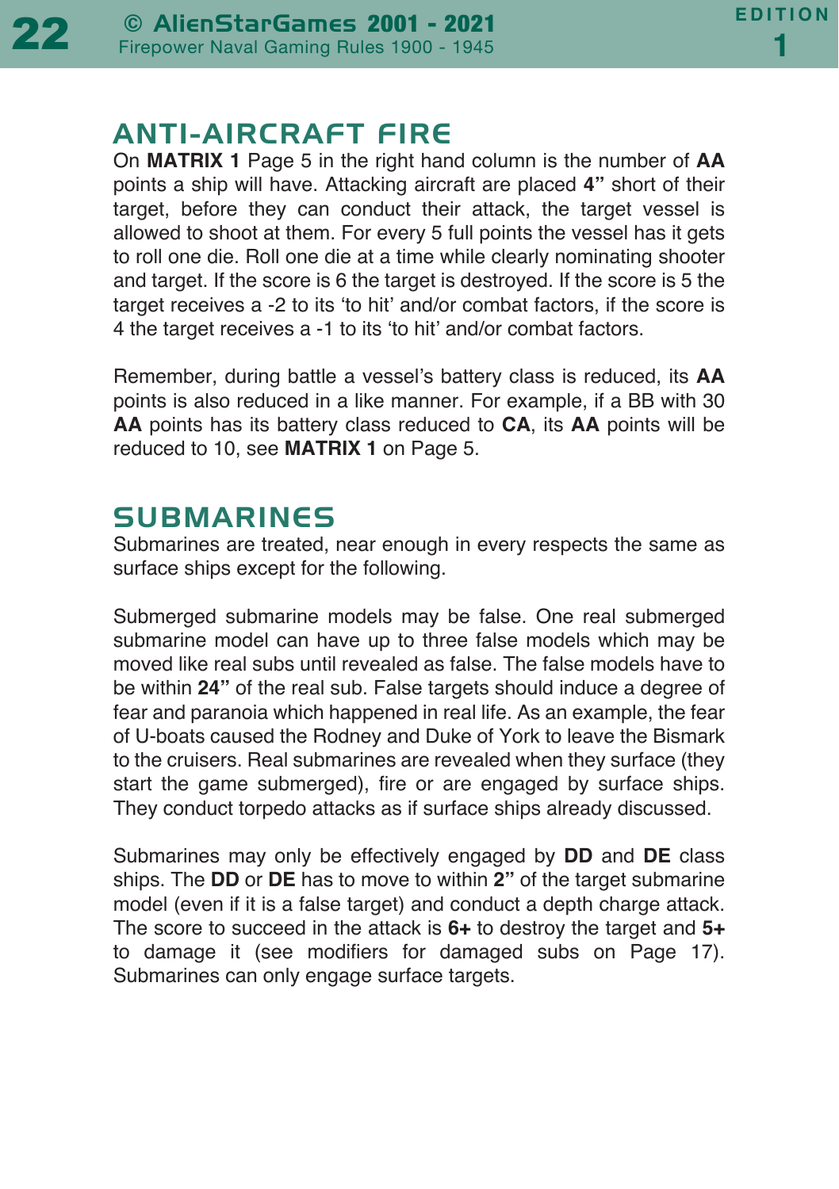## ANTI-AIRCRAFT FIRE

On **MATRIX 1** Page 5 in the right hand column is the number of **AA** points a ship will have. Attacking aircraft are placed **4"** short of their target, before they can conduct their attack, the target vessel is allowed to shoot at them. For every 5 full points the vessel has it gets to roll one die. Roll one die at a time while clearly nominating shooter and target. If the score is 6 the target is destroyed. If the score is 5 the target receives a -2 to its 'to hit' and/or combat factors, if the score is 4 the target receives a -1 to its 'to hit' and/or combat factors.

Remember, during battle a vessel's battery class is reduced, its **AA** points is also reduced in a like manner. For example, if a BB with 30 **AA** points has its battery class reduced to **CA**, its **AA** points will be reduced to 10, see **MATRIX 1** on Page 5.

## SUBMARINES

Submarines are treated, near enough in every respects the same as surface ships except for the following.

Submerged submarine models may be false. One real submerged submarine model can have up to three false models which may be moved like real subs until revealed as false. The false models have to be within **24"** of the real sub. False targets should induce a degree of fear and paranoia which happened in real life. As an example, the fear of U-boats caused the Rodney and Duke of York to leave the Bismark to the cruisers. Real submarines are revealed when they surface (they start the game submerged), fire or are engaged by surface ships. They conduct torpedo attacks as if surface ships already discussed.

Submarines may only be effectively engaged by **DD** and **DE** class ships. The **DD** or **DE** has to move to within **2"** of the target submarine model (even if it is a false target) and conduct a depth charge attack. The score to succeed in the attack is **6+** to destroy the target and **5+** to damage it (see modifiers for damaged subs on Page 17). Submarines can only engage surface targets.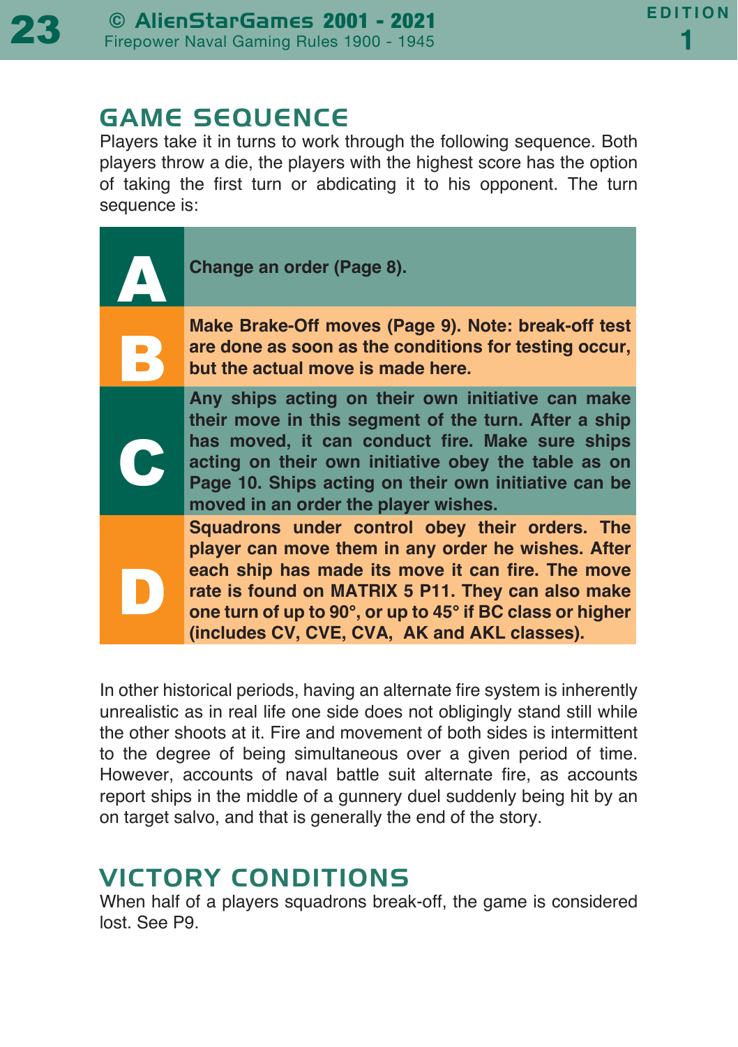## GAME SEQUENCE

Players take it in turns to work through the following sequence. Both players throw a die, the players with the highest score has the option of taking the first turn or abdicating it to his opponent. The turn sequence is:

| | |
|---|---|
| **A** | **Change an order (Page 8).** |
| **B** | **Make Brake-Off moves (Page 9). Note: break-off test are done as soon as the conditions for testing occur, but the actual move is made here.** |
| **C** | **Any ships acting on their own initiative can make their move in this segment of the turn. After a ship has moved, it can conduct fire. Make sure ships acting on their own initiative obey the table as on Page 10. Ships acting on their own initiative can be moved in an order the player wishes.** |
| **D** | **Squadrons under control obey their orders. The player can move them in any order he wishes. After each ship has made its move it can fire. The move rate is found on MATRIX 5 P11. They can also make one turn of up to 90°, or up to 45° if BC class or higher (includes CV, CVE, CVA, AK and AKL classes).** |

In other historical periods, having an alternate fire system is inherently unrealistic as in real life one side does not obligingly stand still while the other shoots at it. Fire and movement of both sides is intermittent to the degree of being simultaneous over a given period of time. However, accounts of naval battle suit alternate fire, as accounts report ships in the middle of a gunnery duel suddenly being hit by an on target salvo, and that is generally the end of the story.

## VICTORY CONDITIONS

When half of a players squadrons break-off, the game is considered lost. See P9.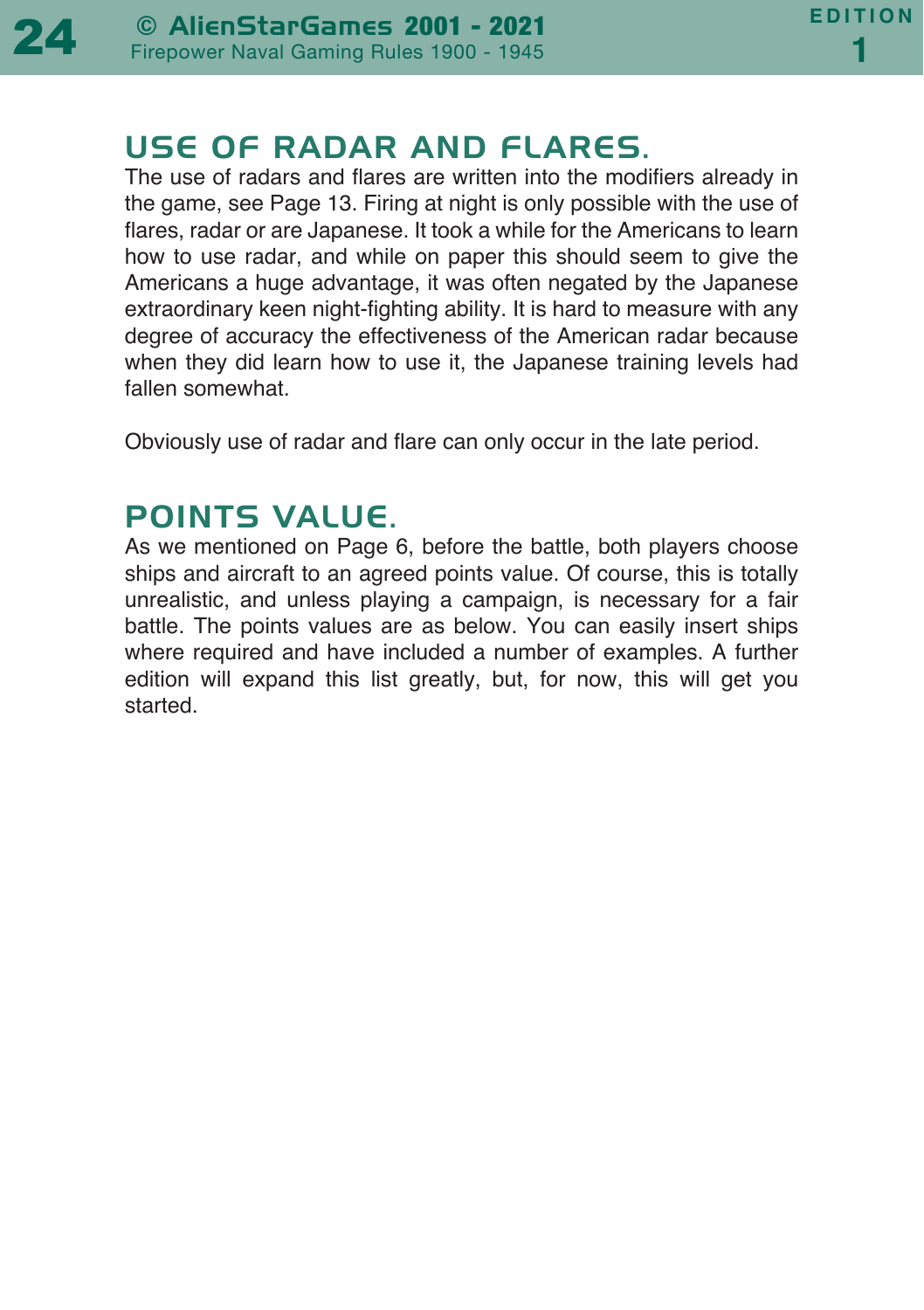## USE OF RADAR AND FLARES.

The use of radars and flares are written into the modifiers already in the game, see Page 13. Firing at night is only possible with the use of flares, radar or are Japanese. It took a while for the Americans to learn how to use radar, and while on paper this should seem to give the Americans a huge advantage, it was often negated by the Japanese extraordinary keen night-fighting ability. It is hard to measure with any degree of accuracy the effectiveness of the American radar because when they did learn how to use it, the Japanese training levels had fallen somewhat.

Obviously use of radar and flare can only occur in the late period.

## POINTS VALUE.

As we mentioned on Page 6, before the battle, both players choose ships and aircraft to an agreed points value. Of course, this is totally unrealistic, and unless playing a campaign, is necessary for a fair battle. The points values are as below. You can easily insert ships where required and have included a number of examples. A further edition will expand this list greatly, but, for now, this will get you started.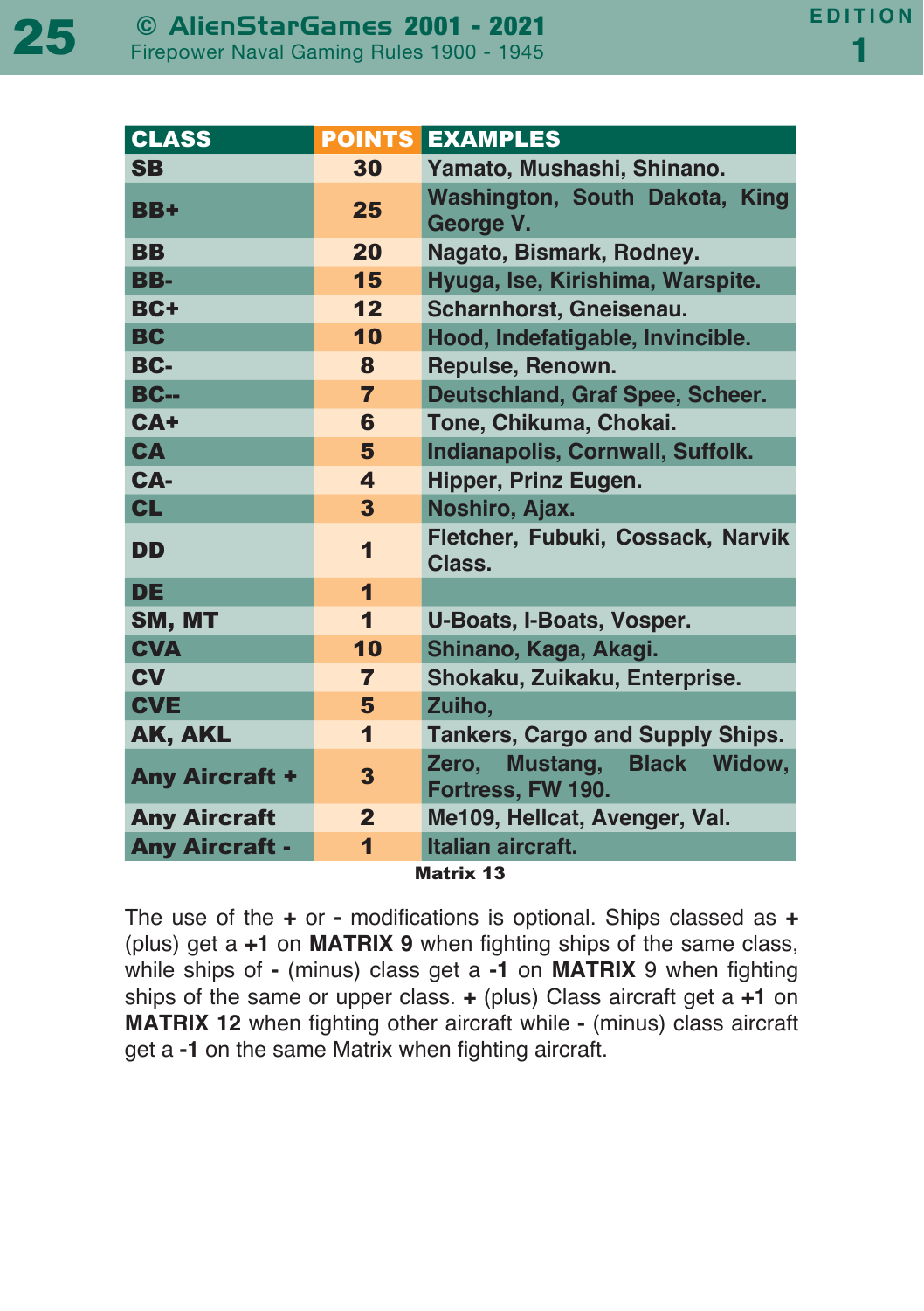| CLASS | POINTS | EXAMPLES |
|---|---|---|
| SB | 30 | Yamato, Mushashi, Shinano. |
| BB+ | 25 | Washington, South Dakota, King George V. |
| BB | 20 | Nagato, Bismark, Rodney. |
| BB- | 15 | Hyuga, Ise, Kirishima, Warspite. |
| BC+ | 12 | Scharnhorst, Gneisenau. |
| BC | 10 | Hood, Indefatigable, Invincible. |
| BC- | 8 | Repulse, Renown. |
| BC-- | 7 | Deutschland, Graf Spee, Scheer. |
| CA+ | 6 | Tone, Chikuma, Chokai. |
| CA | 5 | Indianapolis, Cornwall, Suffolk. |
| CA- | 4 | Hipper, Prinz Eugen. |
| CL | 3 | Noshiro, Ajax. |
| DD | 1 | Fletcher, Fubuki, Cossack, Narvik Class. |
| DE | 1 | |
| SM, MT | 1 | U-Boats, I-Boats, Vosper. |
| CVA | 10 | Shinano, Kaga, Akagi. |
| CV | 7 | Shokaku, Zuikaku, Enterprise. |
| CVE | 5 | Zuiho, |
| AK, AKL | 1 | Tankers, Cargo and Supply Ships. |
| Any Aircraft + | 3 | Zero, Mustang, Black Widow, Fortress, FW 190. |
| Any Aircraft | 2 | Me109, Hellcat, Avenger, Val. |
| Any Aircraft - | 1 | Italian aircraft. |

**Matrix 13**

The use of the **+** or **-** modifications is optional. Ships classed as **+** (plus) get a **+1** on **MATRIX 9** when fighting ships of the same class, while ships of **-** (minus) class get a **-1** on **MATRIX** 9 when fighting ships of the same or upper class. **+** (plus) Class aircraft get a **+1** on **MATRIX 12** when fighting other aircraft while **-** (minus) class aircraft get a **-1** on the same Matrix when fighting aircraft.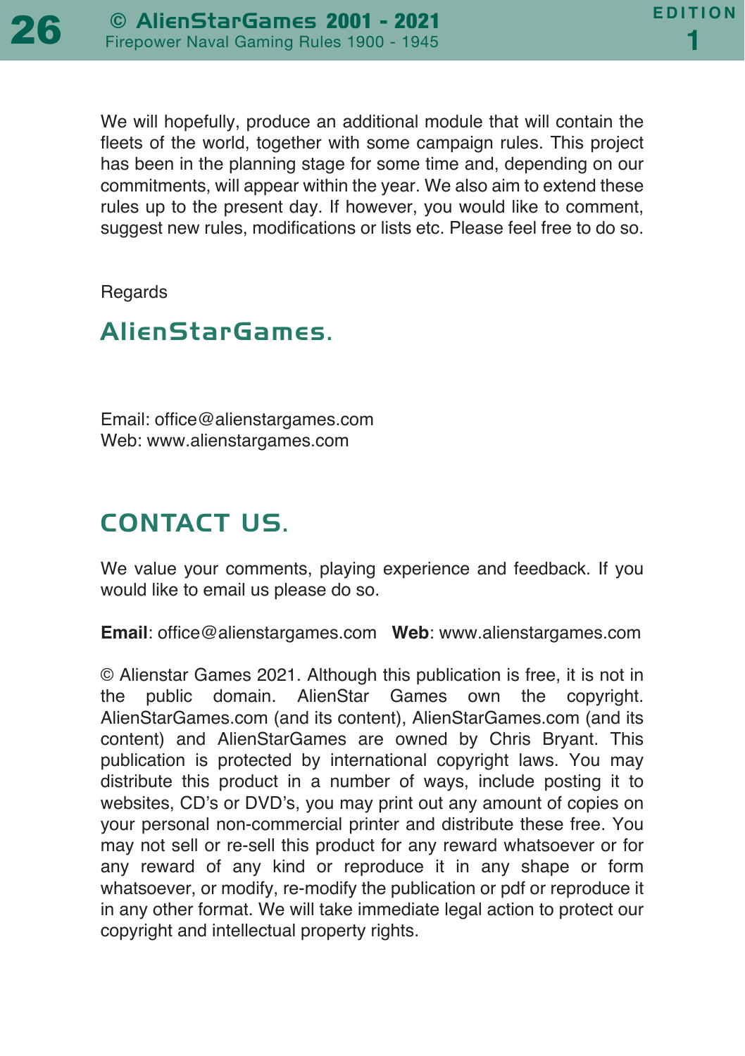We will hopefully, produce an additional module that will contain the fleets of the world, together with some campaign rules. This project has been in the planning stage for some time and, depending on our commitments, will appear within the year. We also aim to extend these rules up to the present day. If however, you would like to comment, suggest new rules, modifications or lists etc. Please feel free to do so.

Regards

**AlienStarGames.**

Email: office@alienstargames.com
Web: www.alienstargames.com

## CONTACT US.

We value your comments, playing experience and feedback. If you would like to email us please do so.

**Email**: office@alienstargames.com **Web**: www.alienstargames.com

© Alienstar Games 2021. Although this publication is free, it is not in the public domain. AlienStar Games own the copyright. AlienStarGames.com (and its content), AlienStarGames.com (and its content) and AlienStarGames are owned by Chris Bryant. This publication is protected by international copyright laws. You may distribute this product in a number of ways, include posting it to websites, CD's or DVD's, you may print out any amount of copies on your personal non-commercial printer and distribute these free. You may not sell or re-sell this product for any reward whatsoever or for any reward of any kind or reproduce it in any shape or form whatsoever, or modify, re-modify the publication or pdf or reproduce it in any other format. We will take immediate legal action to protect our copyright and intellectual property rights.